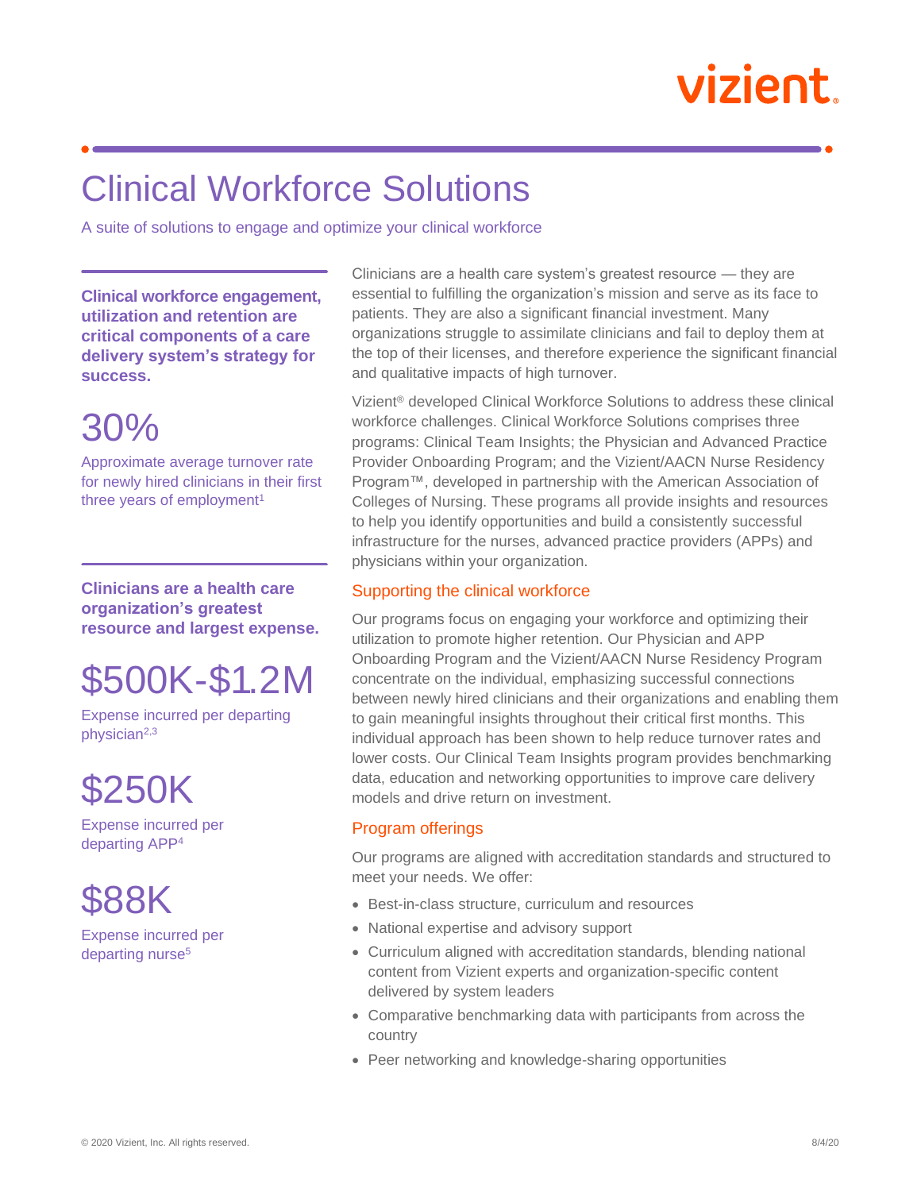vizient

# Clinical Workforce Solutions

A suite of solutions to engage and optimize your clinical workforce

**Clinical workforce engagement, utilization and retention are critical components of a care delivery system's strategy for success.**

30%

Approximate average turnover rate for newly hired clinicians in their first three years of employment[1]

**Clinicians are a health care organization's greatest resource and largest expense.**

$500K-$1.2M

Expense incurred per departing physician[2,3]

$250K

Expense incurred per departing APP[4]

$88K

Expense incurred per departing nurse[5]

Clinicians are a health care system's greatest resource — they are essential to fulfilling the organization's mission and serve as its face to patients. They are also a significant financial investment. Many organizations struggle to assimilate clinicians and fail to deploy them at the top of their licenses, and therefore experience the significant financial and qualitative impacts of high turnover.

Vizient® developed Clinical Workforce Solutions to address these clinical workforce challenges. Clinical Workforce Solutions comprises three programs: Clinical Team Insights; the Physician and Advanced Practice Provider Onboarding Program; and the Vizient/AACN Nurse Residency Program™, developed in partnership with the American Association of Colleges of Nursing. These programs all provide insights and resources to help you identify opportunities and build a consistently successful infrastructure for the nurses, advanced practice providers (APPs) and physicians within your organization.

## Supporting the clinical workforce

Our programs focus on engaging your workforce and optimizing their utilization to promote higher retention. Our Physician and APP Onboarding Program and the Vizient/AACN Nurse Residency Program concentrate on the individual, emphasizing successful connections between newly hired clinicians and their organizations and enabling them to gain meaningful insights throughout their critical first months. This individual approach has been shown to help reduce turnover rates and lower costs. Our Clinical Team Insights program provides benchmarking data, education and networking opportunities to improve care delivery models and drive return on investment.

## Program offerings

Our programs are aligned with accreditation standards and structured to meet your needs. We offer:

- Best-in-class structure, curriculum and resources
- National expertise and advisory support
- Curriculum aligned with accreditation standards, blending national content from Vizient experts and organization-specific content delivered by system leaders
- Comparative benchmarking data with participants from across the country
- Peer networking and knowledge-sharing opportunities

© 2020 Vizient, Inc. All rights reserved. 8/4/20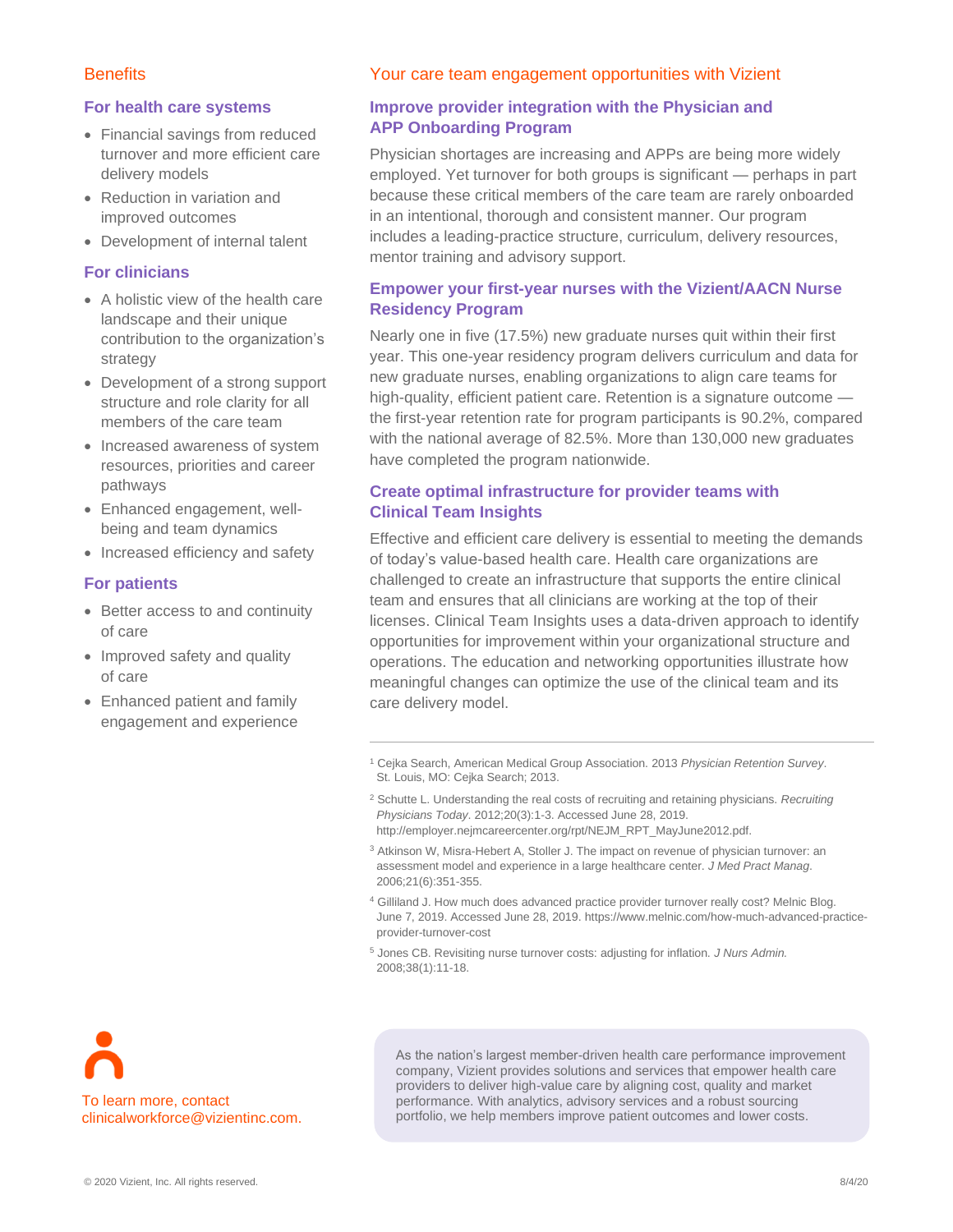## Benefits

### For health care systems

- Financial savings from reduced turnover and more efficient care delivery models
- Reduction in variation and improved outcomes
- Development of internal talent

### For clinicians

- A holistic view of the health care landscape and their unique contribution to the organization's strategy
- Development of a strong support structure and role clarity for all members of the care team
- Increased awareness of system resources, priorities and career pathways
- Enhanced engagement, well-being and team dynamics
- Increased efficiency and safety

### For patients

- Better access to and continuity of care
- Improved safety and quality of care
- Enhanced patient and family engagement and experience

## Your care team engagement opportunities with Vizient

### Improve provider integration with the Physician and APP Onboarding Program

Physician shortages are increasing and APPs are being more widely employed. Yet turnover for both groups is significant — perhaps in part because these critical members of the care team are rarely onboarded in an intentional, thorough and consistent manner. Our program includes a leading-practice structure, curriculum, delivery resources, mentor training and advisory support.

### Empower your first-year nurses with the Vizient/AACN Nurse Residency Program

Nearly one in five (17.5%) new graduate nurses quit within their first year. This one-year residency program delivers curriculum and data for new graduate nurses, enabling organizations to align care teams for high-quality, efficient patient care. Retention is a signature outcome — the first-year retention rate for program participants is 90.2%, compared with the national average of 82.5%. More than 130,000 new graduates have completed the program nationwide.

### Create optimal infrastructure for provider teams with Clinical Team Insights

Effective and efficient care delivery is essential to meeting the demands of today's value-based health care. Health care organizations are challenged to create an infrastructure that supports the entire clinical team and ensures that all clinicians are working at the top of their licenses. Clinical Team Insights uses a data-driven approach to identify opportunities for improvement within your organizational structure and operations. The education and networking opportunities illustrate how meaningful changes can optimize the use of the clinical team and its care delivery model.

---

[1] Cejka Search, American Medical Group Association. 2013 *Physician Retention Survey*. St. Louis, MO: Cejka Search; 2013.

[2] Schutte L. Understanding the real costs of recruiting and retaining physicians. *Recruiting Physicians Today*. 2012;20(3):1-3. Accessed June 28, 2019. http://employer.nejmcareercenter.org/rpt/NEJM_RPT_MayJune2012.pdf.

[3] Atkinson W, Misra-Hebert A, Stoller J. The impact on revenue of physician turnover: an assessment model and experience in a large healthcare center. *J Med Pract Manag*. 2006;21(6):351-355.

[4] Gilliland J. How much does advanced practice provider turnover really cost? Melnic Blog. June 7, 2019. Accessed June 28, 2019. https://www.melnic.com/how-much-advanced-practice-provider-turnover-cost

[5] Jones CB. Revisiting nurse turnover costs: adjusting for inflation. *J Nurs Admin.* 2008;38(1):11-18.

To learn more, contact clinicalworkforce@vizientinc.com.

As the nation's largest member-driven health care performance improvement company, Vizient provides solutions and services that empower health care providers to deliver high-value care by aligning cost, quality and market performance. With analytics, advisory services and a robust sourcing portfolio, we help members improve patient outcomes and lower costs.

© 2020 Vizient, Inc. All rights reserved.

8/4/20